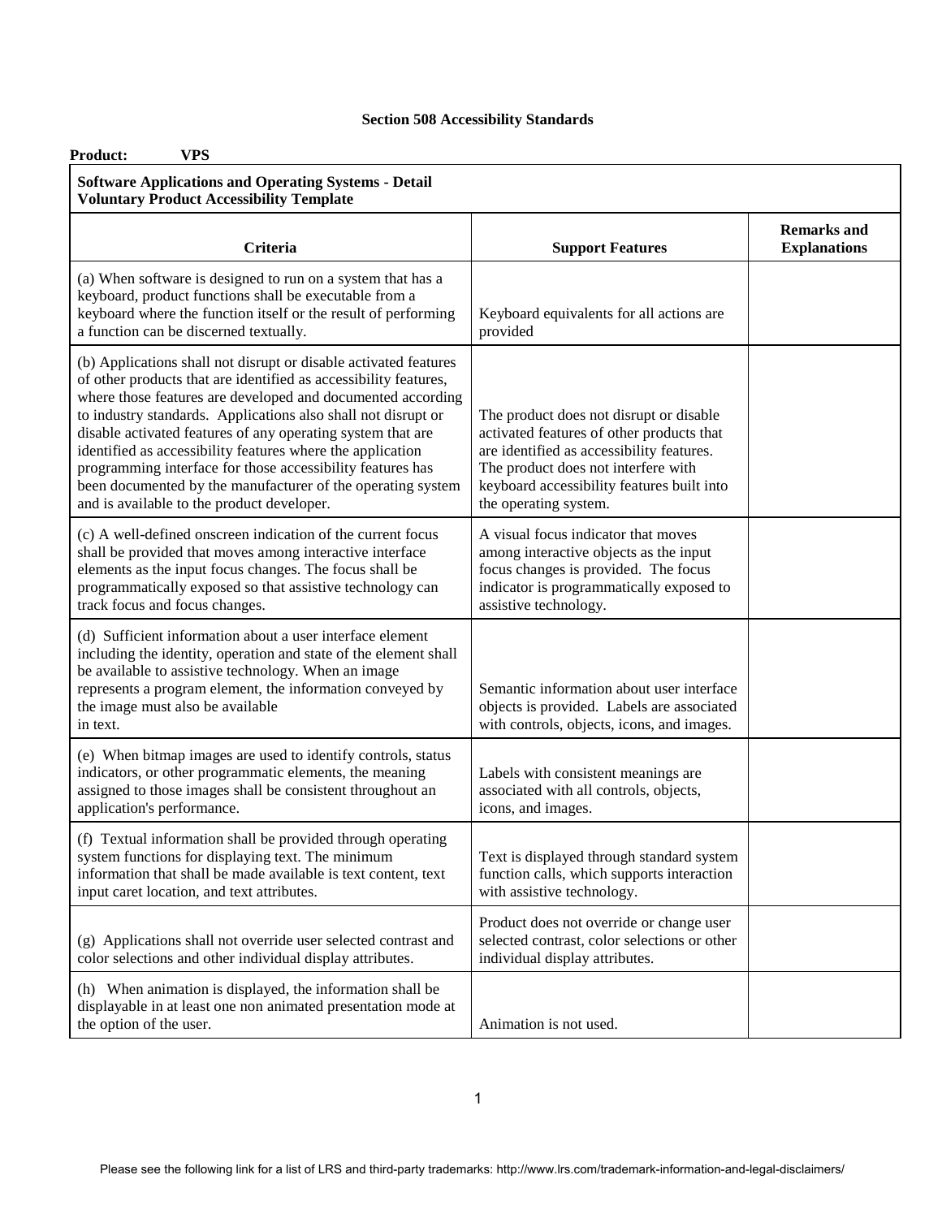# Section 508 Accessibility Standards

**Product: VPS**

**Software Applications and Operating Systems - Detail Voluntary Product Accessibility Template**

| Criteria | Support Features | Remarks and Explanations |
|---|---|---|
| (a) When software is designed to run on a system that has a keyboard, product functions shall be executable from a keyboard where the function itself or the result of performing a function can be discerned textually. | Keyboard equivalents for all actions are provided | |
| (b) Applications shall not disrupt or disable activated features of other products that are identified as accessibility features, where those features are developed and documented according to industry standards. Applications also shall not disrupt or disable activated features of any operating system that are identified as accessibility features where the application programming interface for those accessibility features has been documented by the manufacturer of the operating system and is available to the product developer. | The product does not disrupt or disable activated features of other products that are identified as accessibility features. The product does not interfere with keyboard accessibility features built into the operating system. | |
| (c) A well-defined onscreen indication of the current focus shall be provided that moves among interactive interface elements as the input focus changes. The focus shall be programmatically exposed so that assistive technology can track focus and focus changes. | A visual focus indicator that moves among interactive objects as the input focus changes is provided. The focus indicator is programmatically exposed to assistive technology. | |
| (d) Sufficient information about a user interface element including the identity, operation and state of the element shall be available to assistive technology. When an image represents a program element, the information conveyed by the image must also be available in text. | Semantic information about user interface objects is provided. Labels are associated with controls, objects, icons, and images. | |
| (e) When bitmap images are used to identify controls, status indicators, or other programmatic elements, the meaning assigned to those images shall be consistent throughout an application's performance. | Labels with consistent meanings are associated with all controls, objects, icons, and images. | |
| (f) Textual information shall be provided through operating system functions for displaying text. The minimum information that shall be made available is text content, text input caret location, and text attributes. | Text is displayed through standard system function calls, which supports interaction with assistive technology. | |
| (g) Applications shall not override user selected contrast and color selections and other individual display attributes. | Product does not override or change user selected contrast, color selections or other individual display attributes. | |
| (h) When animation is displayed, the information shall be displayable in at least one non animated presentation mode at the option of the user. | Animation is not used. | |

Please see the following link for a list of LRS and third-party trademarks: http://www.lrs.com/trademark-information-and-legal-disclaimers/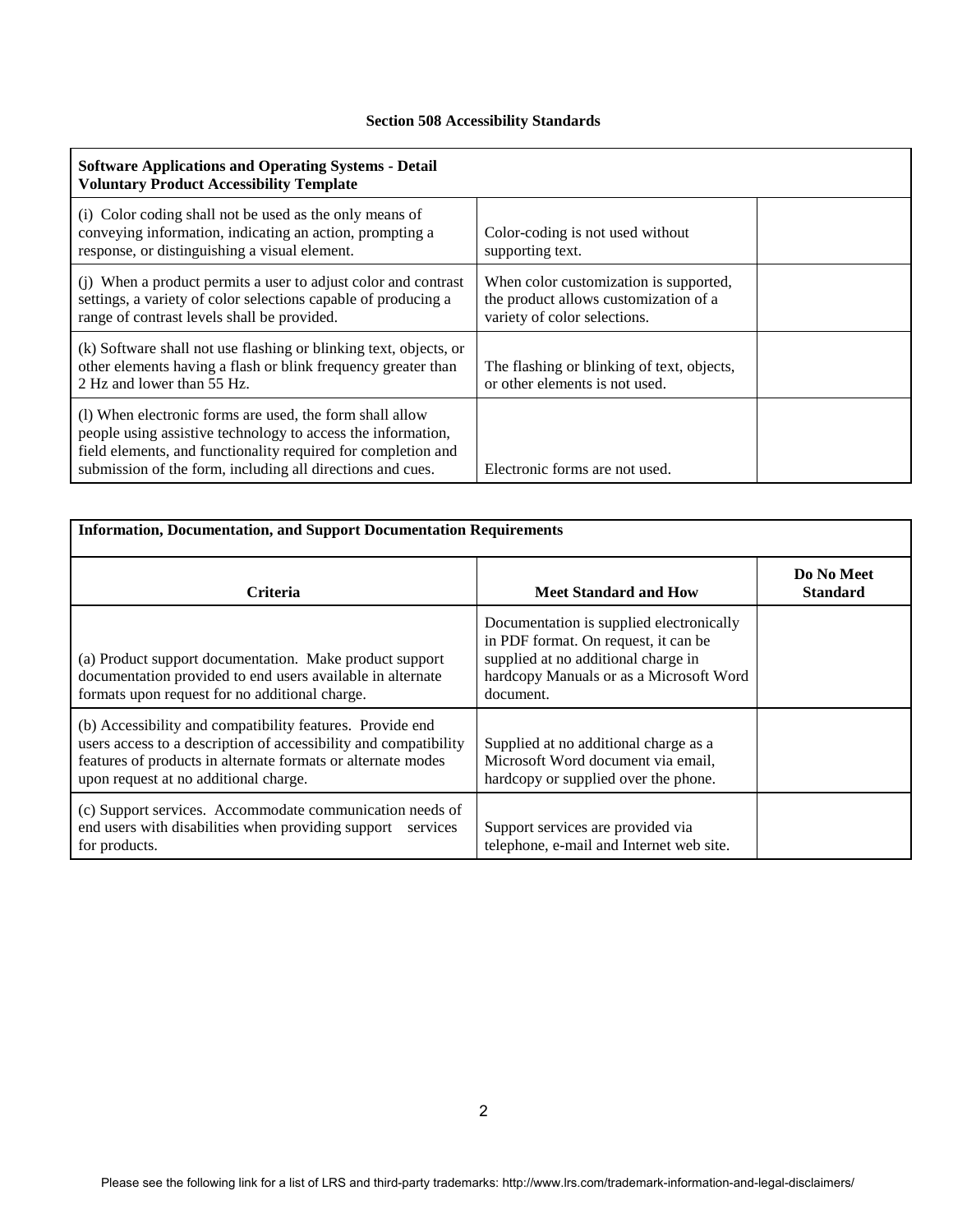## Section 508 Accessibility Standards

| Software Applications and Operating Systems - Detail Voluntary Product Accessibility Template | | |
|---|---|---|
| (i) Color coding shall not be used as the only means of conveying information, indicating an action, prompting a response, or distinguishing a visual element. | Color-coding is not used without supporting text. | |
| (j) When a product permits a user to adjust color and contrast settings, a variety of color selections capable of producing a range of contrast levels shall be provided. | When color customization is supported, the product allows customization of a variety of color selections. | |
| (k) Software shall not use flashing or blinking text, objects, or other elements having a flash or blink frequency greater than 2 Hz and lower than 55 Hz. | The flashing or blinking of text, objects, or other elements is not used. | |
| (l) When electronic forms are used, the form shall allow people using assistive technology to access the information, field elements, and functionality required for completion and submission of the form, including all directions and cues. | Electronic forms are not used. | |

| Information, Documentation, and Support Documentation Requirements | | |
|---|---|---|
| **Criteria** | **Meet Standard and How** | **Do No Meet Standard** |
| (a) Product support documentation. Make product support documentation provided to end users available in alternate formats upon request for no additional charge. | Documentation is supplied electronically in PDF format. On request, it can be supplied at no additional charge in hardcopy Manuals or as a Microsoft Word document. | |
| (b) Accessibility and compatibility features. Provide end users access to a description of accessibility and compatibility features of products in alternate formats or alternate modes upon request at no additional charge. | Supplied at no additional charge as a Microsoft Word document via email, hardcopy or supplied over the phone. | |
| (c) Support services. Accommodate communication needs of end users with disabilities when providing support services for products. | Support services are provided via telephone, e-mail and Internet web site. | |

Please see the following link for a list of LRS and third-party trademarks: http://www.lrs.com/trademark-information-and-legal-disclaimers/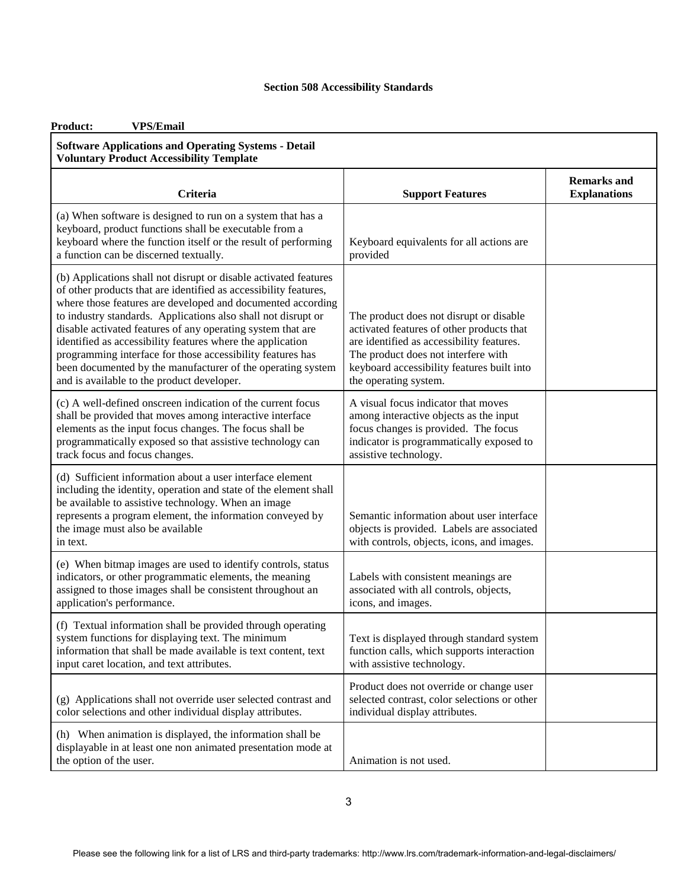**Section 508 Accessibility Standards**

**Product:** **VPS/Email**

| **Software Applications and Operating Systems - Detail Voluntary Product Accessibility Template** | | |
|---|---|---|
| **Criteria** | **Support Features** | **Remarks and Explanations** |
| (a) When software is designed to run on a system that has a keyboard, product functions shall be executable from a keyboard where the function itself or the result of performing a function can be discerned textually. | Keyboard equivalents for all actions are provided | |
| (b) Applications shall not disrupt or disable activated features of other products that are identified as accessibility features, where those features are developed and documented according to industry standards. Applications also shall not disrupt or disable activated features of any operating system that are identified as accessibility features where the application programming interface for those accessibility features has been documented by the manufacturer of the operating system and is available to the product developer. | The product does not disrupt or disable activated features of other products that are identified as accessibility features. The product does not interfere with keyboard accessibility features built into the operating system. | |
| (c) A well-defined onscreen indication of the current focus shall be provided that moves among interactive interface elements as the input focus changes. The focus shall be programmatically exposed so that assistive technology can track focus and focus changes. | A visual focus indicator that moves among interactive objects as the input focus changes is provided. The focus indicator is programmatically exposed to assistive technology. | |
| (d) Sufficient information about a user interface element including the identity, operation and state of the element shall be available to assistive technology. When an image represents a program element, the information conveyed by the image must also be available in text. | Semantic information about user interface objects is provided. Labels are associated with controls, objects, icons, and images. | |
| (e) When bitmap images are used to identify controls, status indicators, or other programmatic elements, the meaning assigned to those images shall be consistent throughout an application's performance. | Labels with consistent meanings are associated with all controls, objects, icons, and images. | |
| (f) Textual information shall be provided through operating system functions for displaying text. The minimum information that shall be made available is text content, text input caret location, and text attributes. | Text is displayed through standard system function calls, which supports interaction with assistive technology. | |
| (g) Applications shall not override user selected contrast and color selections and other individual display attributes. | Product does not override or change user selected contrast, color selections or other individual display attributes. | |
| (h) When animation is displayed, the information shall be displayable in at least one non animated presentation mode at the option of the user. | Animation is not used. | |

Please see the following link for a list of LRS and third-party trademarks: http://www.lrs.com/trademark-information-and-legal-disclaimers/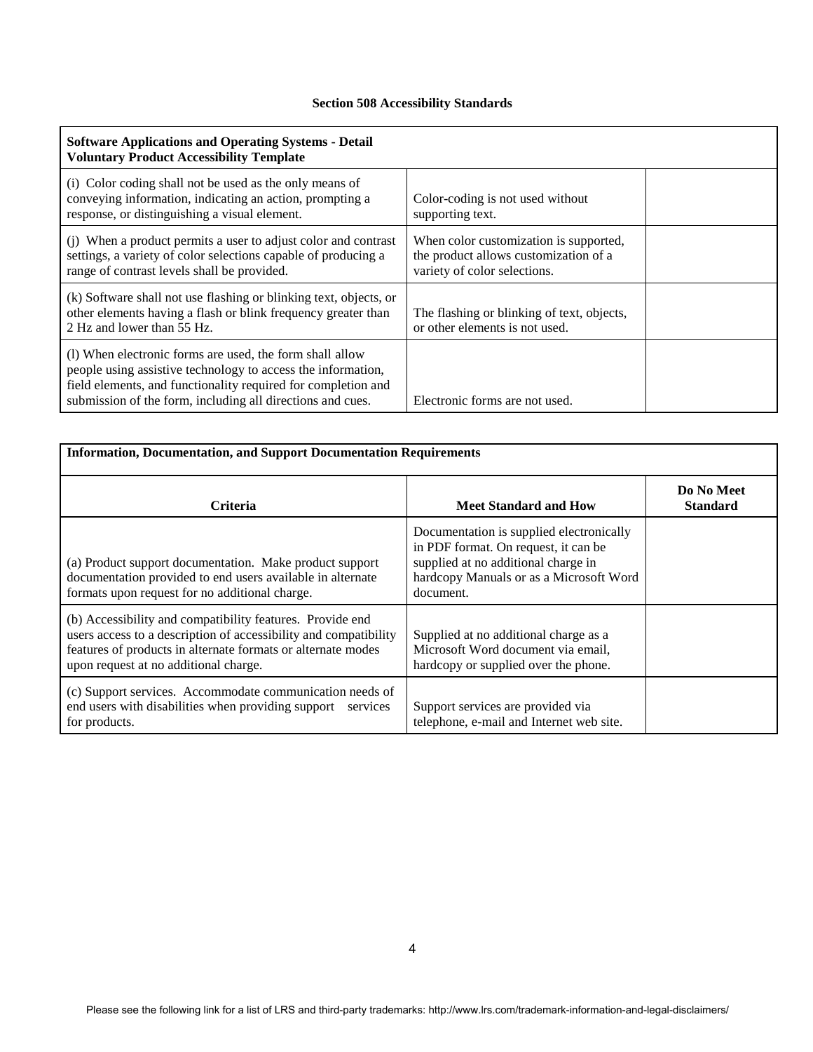**Section 508 Accessibility Standards**

| **Software Applications and Operating Systems - Detail Voluntary Product Accessibility Template** | | |
|---|---|---|
| (i) Color coding shall not be used as the only means of conveying information, indicating an action, prompting a response, or distinguishing a visual element. | Color-coding is not used without supporting text. | |
| (j) When a product permits a user to adjust color and contrast settings, a variety of color selections capable of producing a range of contrast levels shall be provided. | When color customization is supported, the product allows customization of a variety of color selections. | |
| (k) Software shall not use flashing or blinking text, objects, or other elements having a flash or blink frequency greater than 2 Hz and lower than 55 Hz. | The flashing or blinking of text, objects, or other elements is not used. | |
| (l) When electronic forms are used, the form shall allow people using assistive technology to access the information, field elements, and functionality required for completion and submission of the form, including all directions and cues. | Electronic forms are not used. | |

| **Information, Documentation, and Support Documentation Requirements** | | |
|---|---|---|
| **Criteria** | **Meet Standard and How** | **Do No Meet Standard** |
| (a) Product support documentation. Make product support documentation provided to end users available in alternate formats upon request for no additional charge. | Documentation is supplied electronically in PDF format. On request, it can be supplied at no additional charge in hardcopy Manuals or as a Microsoft Word document. | |
| (b) Accessibility and compatibility features. Provide end users access to a description of accessibility and compatibility features of products in alternate formats or alternate modes upon request at no additional charge. | Supplied at no additional charge as a Microsoft Word document via email, hardcopy or supplied over the phone. | |
| (c) Support services. Accommodate communication needs of end users with disabilities when providing support services for products. | Support services are provided via telephone, e-mail and Internet web site. | |

Please see the following link for a list of LRS and third-party trademarks: http://www.lrs.com/trademark-information-and-legal-disclaimers/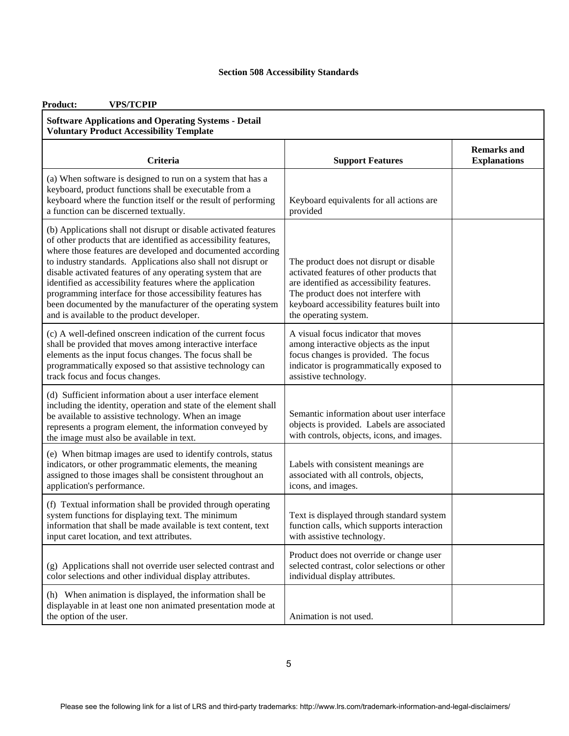## Section 508 Accessibility Standards

**Product:** **VPS/TCPIP**

**Software Applications and Operating Systems - Detail Voluntary Product Accessibility Template**

| Criteria | Support Features | Remarks and Explanations |
|---|---|---|
| (a) When software is designed to run on a system that has a keyboard, product functions shall be executable from a keyboard where the function itself or the result of performing a function can be discerned textually. | Keyboard equivalents for all actions are provided | |
| (b) Applications shall not disrupt or disable activated features of other products that are identified as accessibility features, where those features are developed and documented according to industry standards. Applications also shall not disrupt or disable activated features of any operating system that are identified as accessibility features where the application programming interface for those accessibility features has been documented by the manufacturer of the operating system and is available to the product developer. | The product does not disrupt or disable activated features of other products that are identified as accessibility features. The product does not interfere with keyboard accessibility features built into the operating system. | |
| (c) A well-defined onscreen indication of the current focus shall be provided that moves among interactive interface elements as the input focus changes. The focus shall be programmatically exposed so that assistive technology can track focus and focus changes. | A visual focus indicator that moves among interactive objects as the input focus changes is provided. The focus indicator is programmatically exposed to assistive technology. | |
| (d) Sufficient information about a user interface element including the identity, operation and state of the element shall be available to assistive technology. When an image represents a program element, the information conveyed by the image must also be available in text. | Semantic information about user interface objects is provided. Labels are associated with controls, objects, icons, and images. | |
| (e) When bitmap images are used to identify controls, status indicators, or other programmatic elements, the meaning assigned to those images shall be consistent throughout an application's performance. | Labels with consistent meanings are associated with all controls, objects, icons, and images. | |
| (f) Textual information shall be provided through operating system functions for displaying text. The minimum information that shall be made available is text content, text input caret location, and text attributes. | Text is displayed through standard system function calls, which supports interaction with assistive technology. | |
| (g) Applications shall not override user selected contrast and color selections and other individual display attributes. | Product does not override or change user selected contrast, color selections or other individual display attributes. | |
| (h) When animation is displayed, the information shall be displayable in at least one non animated presentation mode at the option of the user. | Animation is not used. | |

Please see the following link for a list of LRS and third-party trademarks: http://www.lrs.com/trademark-information-and-legal-disclaimers/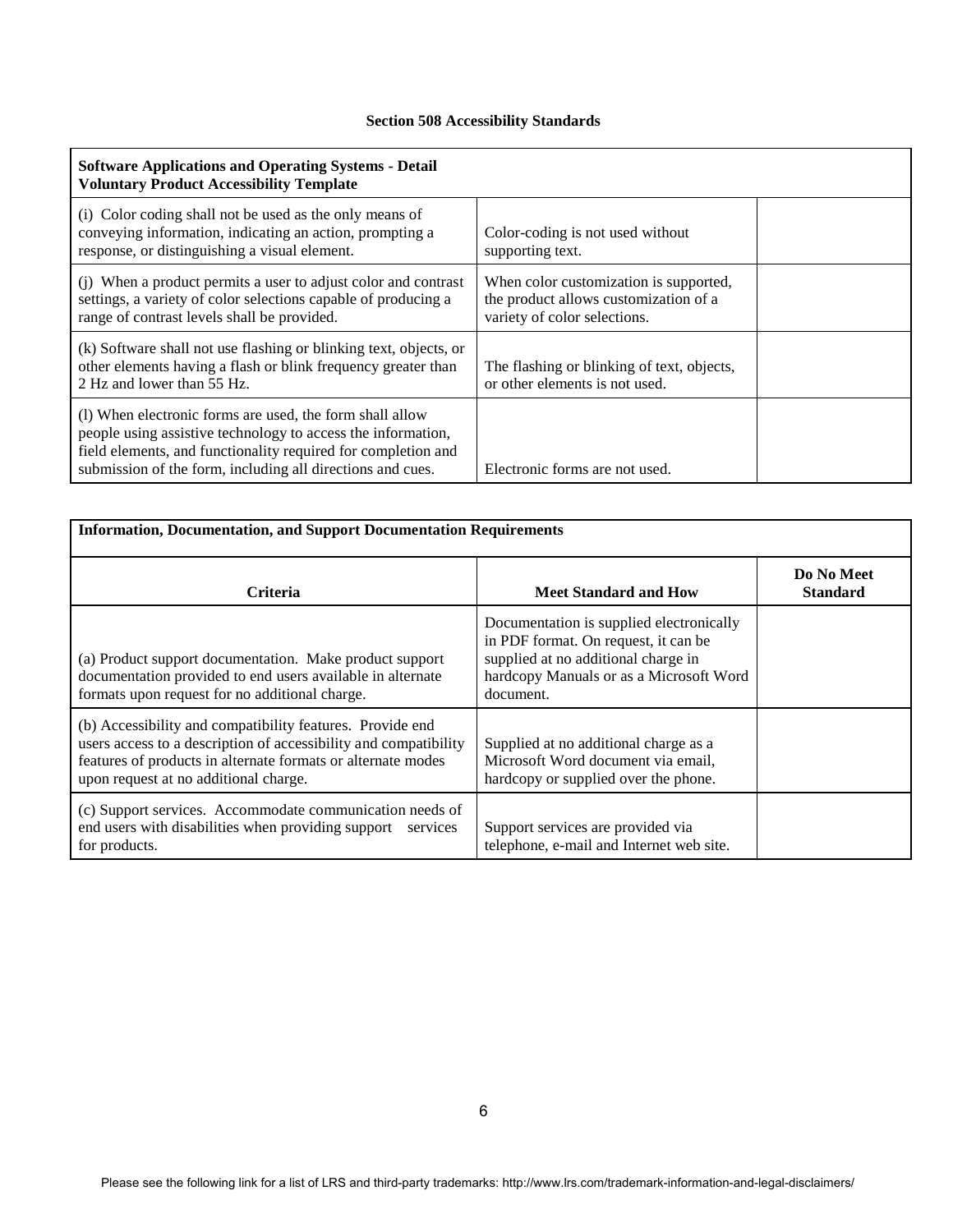**Section 508 Accessibility Standards**

| **Software Applications and Operating Systems - Detail Voluntary Product Accessibility Template** | | |
|---|---|---|
| (i) Color coding shall not be used as the only means of conveying information, indicating an action, prompting a response, or distinguishing a visual element. | Color-coding is not used without supporting text. | |
| (j) When a product permits a user to adjust color and contrast settings, a variety of color selections capable of producing a range of contrast levels shall be provided. | When color customization is supported, the product allows customization of a variety of color selections. | |
| (k) Software shall not use flashing or blinking text, objects, or other elements having a flash or blink frequency greater than 2 Hz and lower than 55 Hz. | The flashing or blinking of text, objects, or other elements is not used. | |
| (l) When electronic forms are used, the form shall allow people using assistive technology to access the information, field elements, and functionality required for completion and submission of the form, including all directions and cues. | Electronic forms are not used. | |

| **Information, Documentation, and Support Documentation Requirements** | | |
|---|---|---|
| **Criteria** | **Meet Standard and How** | **Do No Meet Standard** |
| (a) Product support documentation. Make product support documentation provided to end users available in alternate formats upon request for no additional charge. | Documentation is supplied electronically in PDF format. On request, it can be supplied at no additional charge in hardcopy Manuals or as a Microsoft Word document. | |
| (b) Accessibility and compatibility features. Provide end users access to a description of accessibility and compatibility features of products in alternate formats or alternate modes upon request at no additional charge. | Supplied at no additional charge as a Microsoft Word document via email, hardcopy or supplied over the phone. | |
| (c) Support services. Accommodate communication needs of end users with disabilities when providing support services for products. | Support services are provided via telephone, e-mail and Internet web site. | |

Please see the following link for a list of LRS and third-party trademarks: http://www.lrs.com/trademark-information-and-legal-disclaimers/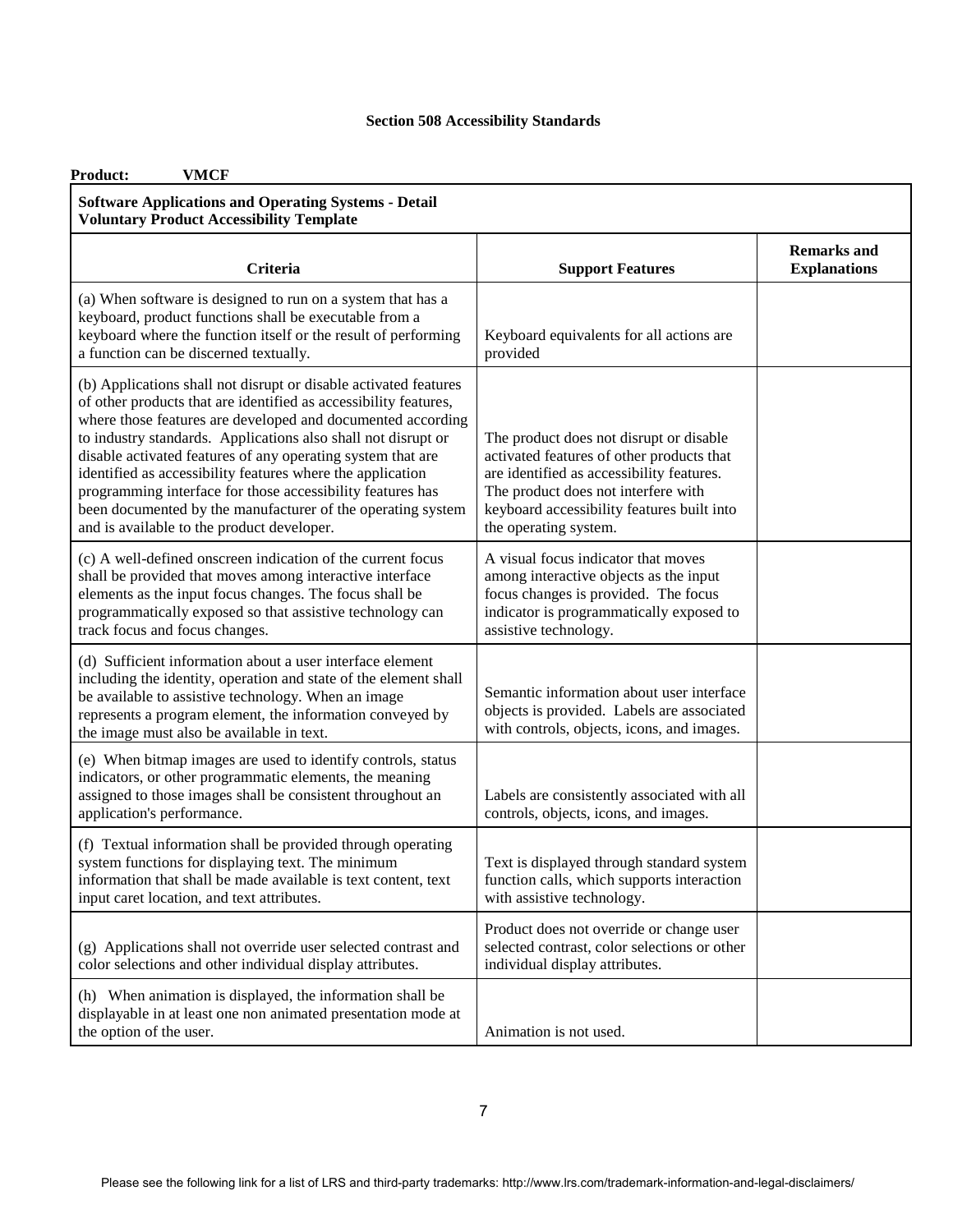**Section 508 Accessibility Standards**

**Product:** **VMCF**

**Software Applications and Operating Systems - Detail Voluntary Product Accessibility Template**

| Criteria | Support Features | Remarks and Explanations |
|---|---|---|
| (a) When software is designed to run on a system that has a keyboard, product functions shall be executable from a keyboard where the function itself or the result of performing a function can be discerned textually. | Keyboard equivalents for all actions are provided | |
| (b) Applications shall not disrupt or disable activated features of other products that are identified as accessibility features, where those features are developed and documented according to industry standards. Applications also shall not disrupt or disable activated features of any operating system that are identified as accessibility features where the application programming interface for those accessibility features has been documented by the manufacturer of the operating system and is available to the product developer. | The product does not disrupt or disable activated features of other products that are identified as accessibility features. The product does not interfere with keyboard accessibility features built into the operating system. | |
| (c) A well-defined onscreen indication of the current focus shall be provided that moves among interactive interface elements as the input focus changes. The focus shall be programmatically exposed so that assistive technology can track focus and focus changes. | A visual focus indicator that moves among interactive objects as the input focus changes is provided. The focus indicator is programmatically exposed to assistive technology. | |
| (d) Sufficient information about a user interface element including the identity, operation and state of the element shall be available to assistive technology. When an image represents a program element, the information conveyed by the image must also be available in text. | Semantic information about user interface objects is provided. Labels are associated with controls, objects, icons, and images. | |
| (e) When bitmap images are used to identify controls, status indicators, or other programmatic elements, the meaning assigned to those images shall be consistent throughout an application's performance. | Labels are consistently associated with all controls, objects, icons, and images. | |
| (f) Textual information shall be provided through operating system functions for displaying text. The minimum information that shall be made available is text content, text input caret location, and text attributes. | Text is displayed through standard system function calls, which supports interaction with assistive technology. | |
| (g) Applications shall not override user selected contrast and color selections and other individual display attributes. | Product does not override or change user selected contrast, color selections or other individual display attributes. | |
| (h) When animation is displayed, the information shall be displayable in at least one non animated presentation mode at the option of the user. | Animation is not used. | |

Please see the following link for a list of LRS and third-party trademarks: http://www.lrs.com/trademark-information-and-legal-disclaimers/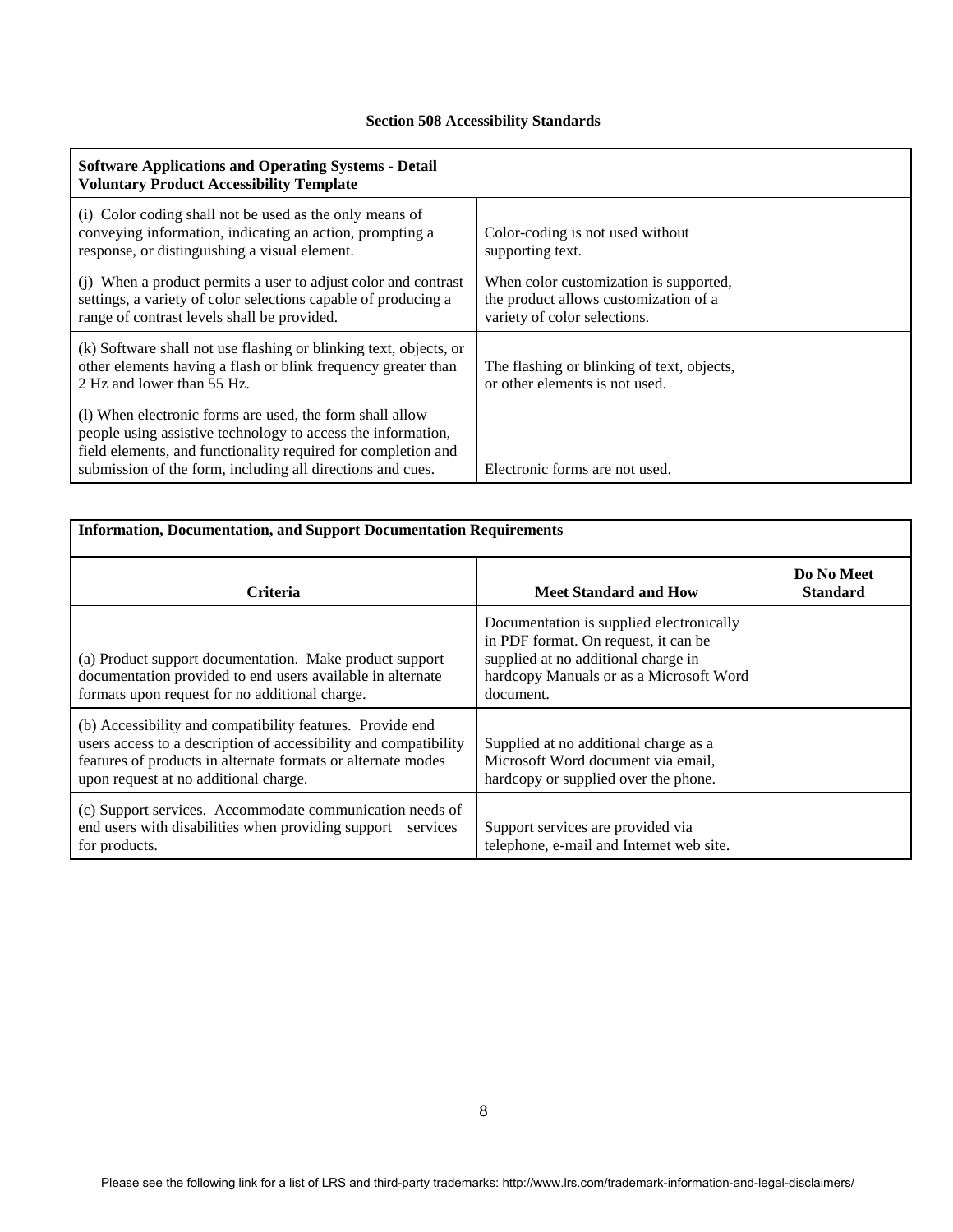**Section 508 Accessibility Standards**

| Software Applications and Operating Systems - Detail Voluntary Product Accessibility Template | | |
|---|---|---|
| (i) Color coding shall not be used as the only means of conveying information, indicating an action, prompting a response, or distinguishing a visual element. | Color-coding is not used without supporting text. | |
| (j) When a product permits a user to adjust color and contrast settings, a variety of color selections capable of producing a range of contrast levels shall be provided. | When color customization is supported, the product allows customization of a variety of color selections. | |
| (k) Software shall not use flashing or blinking text, objects, or other elements having a flash or blink frequency greater than 2 Hz and lower than 55 Hz. | The flashing or blinking of text, objects, or other elements is not used. | |
| (l) When electronic forms are used, the form shall allow people using assistive technology to access the information, field elements, and functionality required for completion and submission of the form, including all directions and cues. | Electronic forms are not used. | |

| Information, Documentation, and Support Documentation Requirements | | |
|---|---|---|
| **Criteria** | **Meet Standard and How** | **Do No Meet Standard** |
| (a) Product support documentation. Make product support documentation provided to end users available in alternate formats upon request for no additional charge. | Documentation is supplied electronically in PDF format. On request, it can be supplied at no additional charge in hardcopy Manuals or as a Microsoft Word document. | |
| (b) Accessibility and compatibility features. Provide end users access to a description of accessibility and compatibility features of products in alternate formats or alternate modes upon request at no additional charge. | Supplied at no additional charge as a Microsoft Word document via email, hardcopy or supplied over the phone. | |
| (c) Support services. Accommodate communication needs of end users with disabilities when providing support services for products. | Support services are provided via telephone, e-mail and Internet web site. | |

Please see the following link for a list of LRS and third-party trademarks: http://www.lrs.com/trademark-information-and-legal-disclaimers/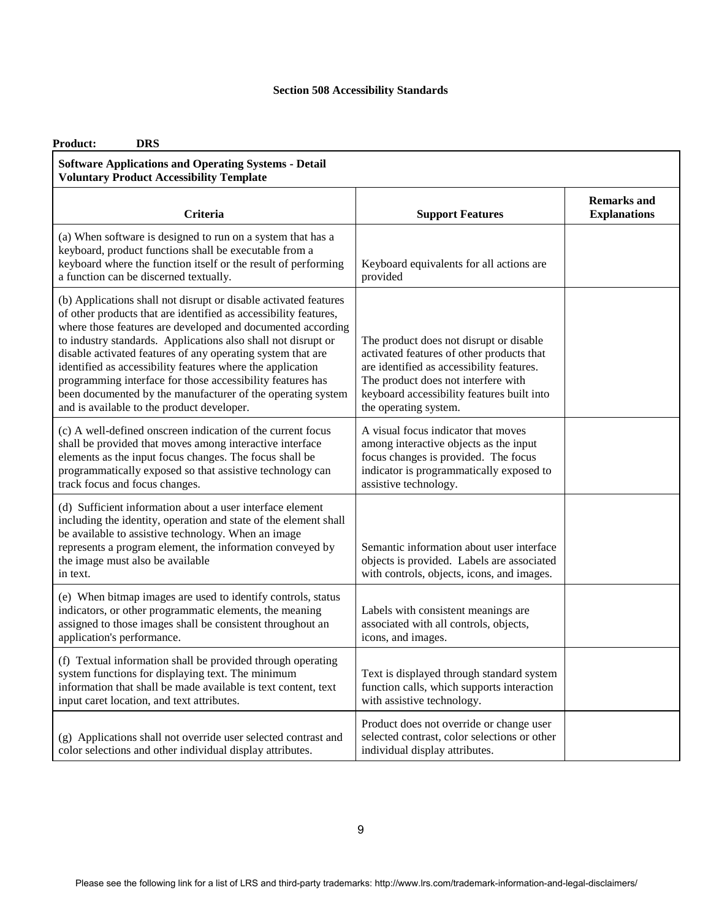**Section 508 Accessibility Standards**

**Product:** **DRS**

| **Software Applications and Operating Systems - Detail Voluntary Product Accessibility Template** | | |
|---|---|---|
| **Criteria** | **Support Features** | **Remarks and Explanations** |
| (a) When software is designed to run on a system that has a keyboard, product functions shall be executable from a keyboard where the function itself or the result of performing a function can be discerned textually. | Keyboard equivalents for all actions are provided | |
| (b) Applications shall not disrupt or disable activated features of other products that are identified as accessibility features, where those features are developed and documented according to industry standards. Applications also shall not disrupt or disable activated features of any operating system that are identified as accessibility features where the application programming interface for those accessibility features has been documented by the manufacturer of the operating system and is available to the product developer. | The product does not disrupt or disable activated features of other products that are identified as accessibility features. The product does not interfere with keyboard accessibility features built into the operating system. | |
| (c) A well-defined onscreen indication of the current focus shall be provided that moves among interactive interface elements as the input focus changes. The focus shall be programmatically exposed so that assistive technology can track focus and focus changes. | A visual focus indicator that moves among interactive objects as the input focus changes is provided. The focus indicator is programmatically exposed to assistive technology. | |
| (d) Sufficient information about a user interface element including the identity, operation and state of the element shall be available to assistive technology. When an image represents a program element, the information conveyed by the image must also be available in text. | Semantic information about user interface objects is provided. Labels are associated with controls, objects, icons, and images. | |
| (e) When bitmap images are used to identify controls, status indicators, or other programmatic elements, the meaning assigned to those images shall be consistent throughout an application's performance. | Labels with consistent meanings are associated with all controls, objects, icons, and images. | |
| (f) Textual information shall be provided through operating system functions for displaying text. The minimum information that shall be made available is text content, text input caret location, and text attributes. | Text is displayed through standard system function calls, which supports interaction with assistive technology. | |
| (g) Applications shall not override user selected contrast and color selections and other individual display attributes. | Product does not override or change user selected contrast, color selections or other individual display attributes. | |

Please see the following link for a list of LRS and third-party trademarks: http://www.lrs.com/trademark-information-and-legal-disclaimers/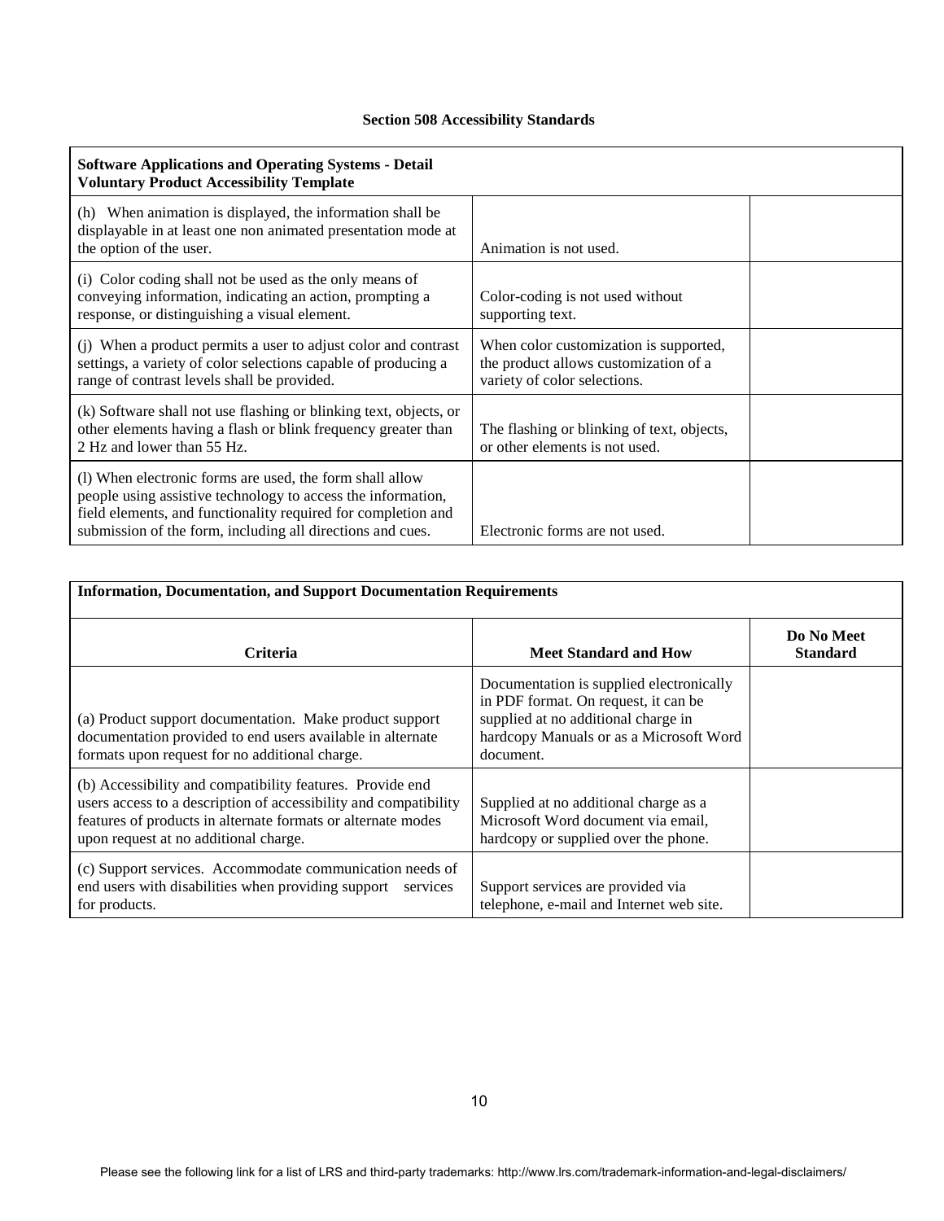### Section 508 Accessibility Standards

| Software Applications and Operating Systems - Detail Voluntary Product Accessibility Template | | |
|---|---|---|
| (h) When animation is displayed, the information shall be displayable in at least one non animated presentation mode at the option of the user. | Animation is not used. | |
| (i) Color coding shall not be used as the only means of conveying information, indicating an action, prompting a response, or distinguishing a visual element. | Color-coding is not used without supporting text. | |
| (j) When a product permits a user to adjust color and contrast settings, a variety of color selections capable of producing a range of contrast levels shall be provided. | When color customization is supported, the product allows customization of a variety of color selections. | |
| (k) Software shall not use flashing or blinking text, objects, or other elements having a flash or blink frequency greater than 2 Hz and lower than 55 Hz. | The flashing or blinking of text, objects, or other elements is not used. | |
| (l) When electronic forms are used, the form shall allow people using assistive technology to access the information, field elements, and functionality required for completion and submission of the form, including all directions and cues. | Electronic forms are not used. | |

| Information, Documentation, and Support Documentation Requirements | | |
|---|---|---|
| **Criteria** | **Meet Standard and How** | **Do No Meet Standard** |
| (a) Product support documentation. Make product support documentation provided to end users available in alternate formats upon request for no additional charge. | Documentation is supplied electronically in PDF format. On request, it can be supplied at no additional charge in hardcopy Manuals or as a Microsoft Word document. | |
| (b) Accessibility and compatibility features. Provide end users access to a description of accessibility and compatibility features of products in alternate formats or alternate modes upon request at no additional charge. | Supplied at no additional charge as a Microsoft Word document via email, hardcopy or supplied over the phone. | |
| (c) Support services. Accommodate communication needs of end users with disabilities when providing support services for products. | Support services are provided via telephone, e-mail and Internet web site. | |

Please see the following link for a list of LRS and third-party trademarks: http://www.lrs.com/trademark-information-and-legal-disclaimers/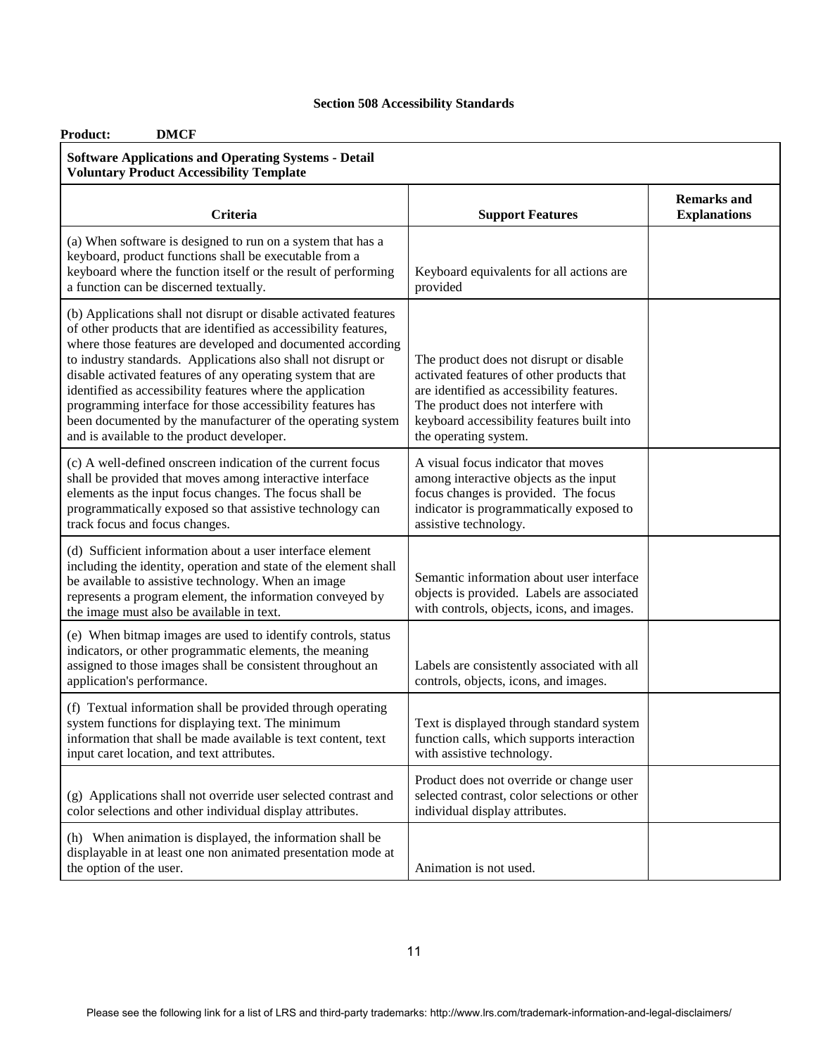**Section 508 Accessibility Standards**

**Product: DMCF**

**Software Applications and Operating Systems - Detail Voluntary Product Accessibility Template**

| Criteria | Support Features | Remarks and Explanations |
| --- | --- | --- |
| (a) When software is designed to run on a system that has a keyboard, product functions shall be executable from a keyboard where the function itself or the result of performing a function can be discerned textually. | Keyboard equivalents for all actions are provided | |
| (b) Applications shall not disrupt or disable activated features of other products that are identified as accessibility features, where those features are developed and documented according to industry standards. Applications also shall not disrupt or disable activated features of any operating system that are identified as accessibility features where the application programming interface for those accessibility features has been documented by the manufacturer of the operating system and is available to the product developer. | The product does not disrupt or disable activated features of other products that are identified as accessibility features. The product does not interfere with keyboard accessibility features built into the operating system. | |
| (c) A well-defined onscreen indication of the current focus shall be provided that moves among interactive interface elements as the input focus changes. The focus shall be programmatically exposed so that assistive technology can track focus and focus changes. | A visual focus indicator that moves among interactive objects as the input focus changes is provided. The focus indicator is programmatically exposed to assistive technology. | |
| (d) Sufficient information about a user interface element including the identity, operation and state of the element shall be available to assistive technology. When an image represents a program element, the information conveyed by the image must also be available in text. | Semantic information about user interface objects is provided. Labels are associated with controls, objects, icons, and images. | |
| (e) When bitmap images are used to identify controls, status indicators, or other programmatic elements, the meaning assigned to those images shall be consistent throughout an application's performance. | Labels are consistently associated with all controls, objects, icons, and images. | |
| (f) Textual information shall be provided through operating system functions for displaying text. The minimum information that shall be made available is text content, text input caret location, and text attributes. | Text is displayed through standard system function calls, which supports interaction with assistive technology. | |
| (g) Applications shall not override user selected contrast and color selections and other individual display attributes. | Product does not override or change user selected contrast, color selections or other individual display attributes. | |
| (h) When animation is displayed, the information shall be displayable in at least one non animated presentation mode at the option of the user. | Animation is not used. | |

Please see the following link for a list of LRS and third-party trademarks: http://www.lrs.com/trademark-information-and-legal-disclaimers/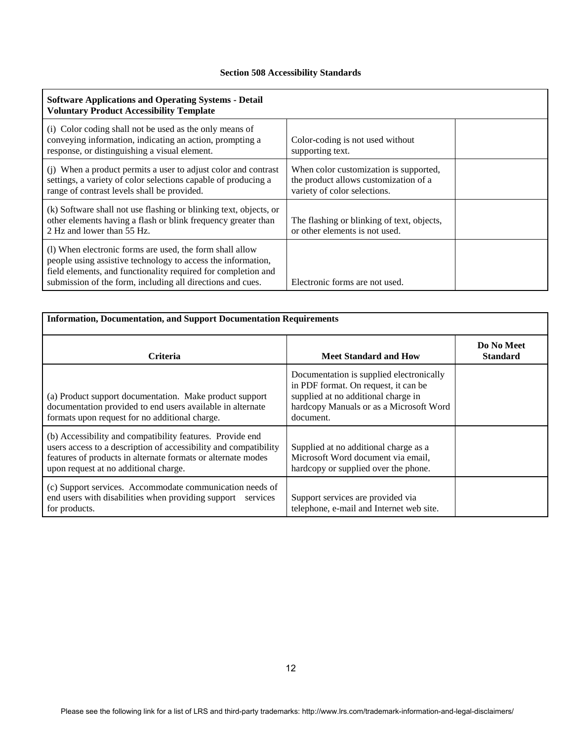**Section 508 Accessibility Standards**

| Software Applications and Operating Systems - Detail Voluntary Product Accessibility Template | | |
|---|---|---|
| (i) Color coding shall not be used as the only means of conveying information, indicating an action, prompting a response, or distinguishing a visual element. | Color-coding is not used without supporting text. | |
| (j) When a product permits a user to adjust color and contrast settings, a variety of color selections capable of producing a range of contrast levels shall be provided. | When color customization is supported, the product allows customization of a variety of color selections. | |
| (k) Software shall not use flashing or blinking text, objects, or other elements having a flash or blink frequency greater than 2 Hz and lower than 55 Hz. | The flashing or blinking of text, objects, or other elements is not used. | |
| (l) When electronic forms are used, the form shall allow people using assistive technology to access the information, field elements, and functionality required for completion and submission of the form, including all directions and cues. | Electronic forms are not used. | |

**Information, Documentation, and Support Documentation Requirements**

| Criteria | Meet Standard and How | Do No Meet Standard |
|---|---|---|
| (a) Product support documentation. Make product support documentation provided to end users available in alternate formats upon request for no additional charge. | Documentation is supplied electronically in PDF format. On request, it can be supplied at no additional charge in hardcopy Manuals or as a Microsoft Word document. | |
| (b) Accessibility and compatibility features. Provide end users access to a description of accessibility and compatibility features of products in alternate formats or alternate modes upon request at no additional charge. | Supplied at no additional charge as a Microsoft Word document via email, hardcopy or supplied over the phone. | |
| (c) Support services. Accommodate communication needs of end users with disabilities when providing support services for products. | Support services are provided via telephone, e-mail and Internet web site. | |

Please see the following link for a list of LRS and third-party trademarks: http://www.lrs.com/trademark-information-and-legal-disclaimers/